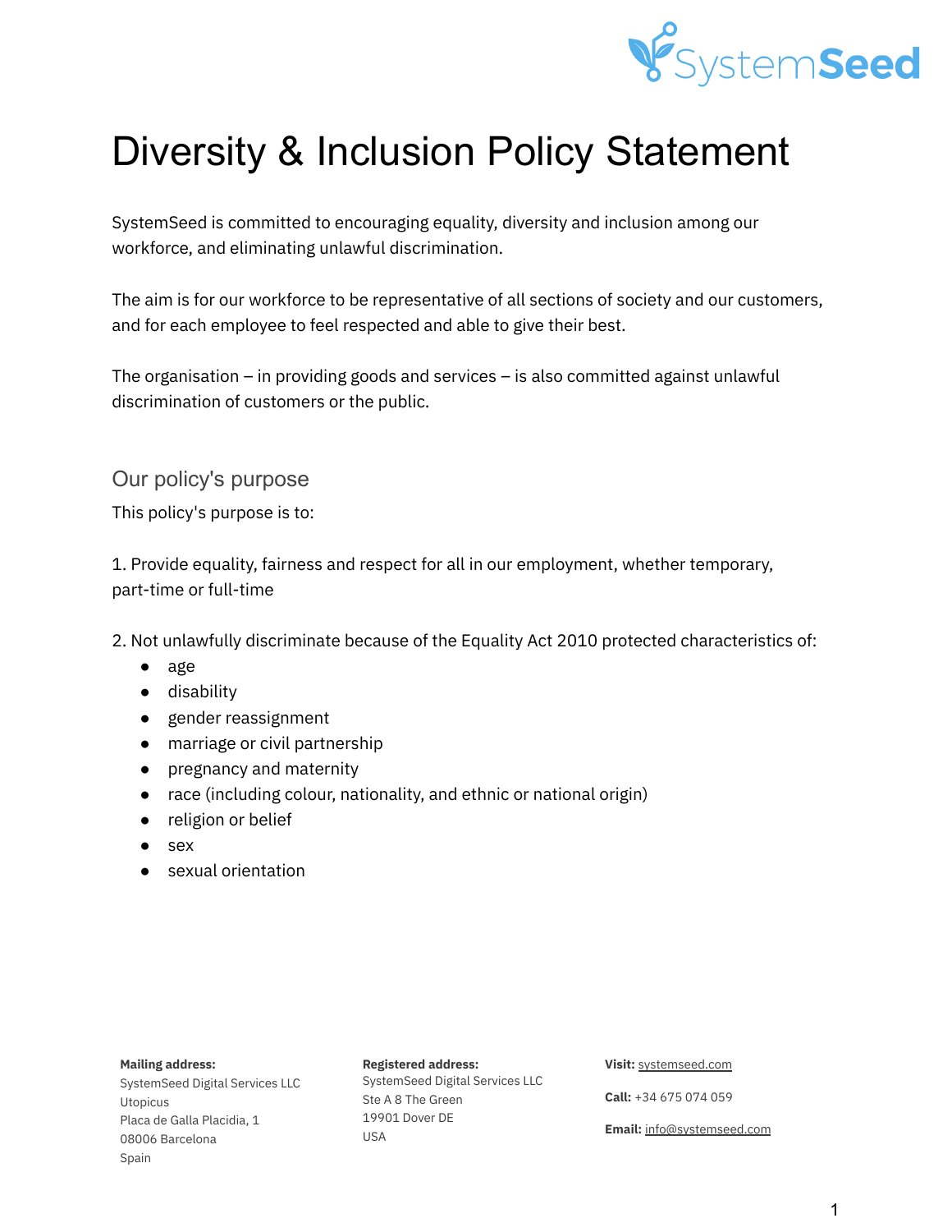# Diversity & Inclusion Policy Statement

SystemSeed is committed to encouraging equality, diversity and inclusion among our workforce, and eliminating unlawful discrimination.

The aim is for our workforce to be representative of all sections of society and our customers, and for each employee to feel respected and able to give their best.

The organisation – in providing goods and services – is also committed against unlawful discrimination of customers or the public.

## Our policy's purpose

This policy's purpose is to:

1. Provide equality, fairness and respect for all in our employment, whether temporary, part-time or full-time

2. Not unlawfully discriminate because of the Equality Act 2010 protected characteristics of:
   - age
   - disability
   - gender reassignment
   - marriage or civil partnership
   - pregnancy and maternity
   - race (including colour, nationality, and ethnic or national origin)
   - religion or belief
   - sex
   - sexual orientation

**Mailing address:**
SystemSeed Digital Services LLC
Utopicus
Placa de Galla Placidia, 1
08006 Barcelona
Spain

**Registered address:**
SystemSeed Digital Services LLC
Ste A 8 The Green
19901 Dover DE
USA

**Visit:** systemseed.com

**Call:** +34 675 074 059

**Email:** info@systemseed.com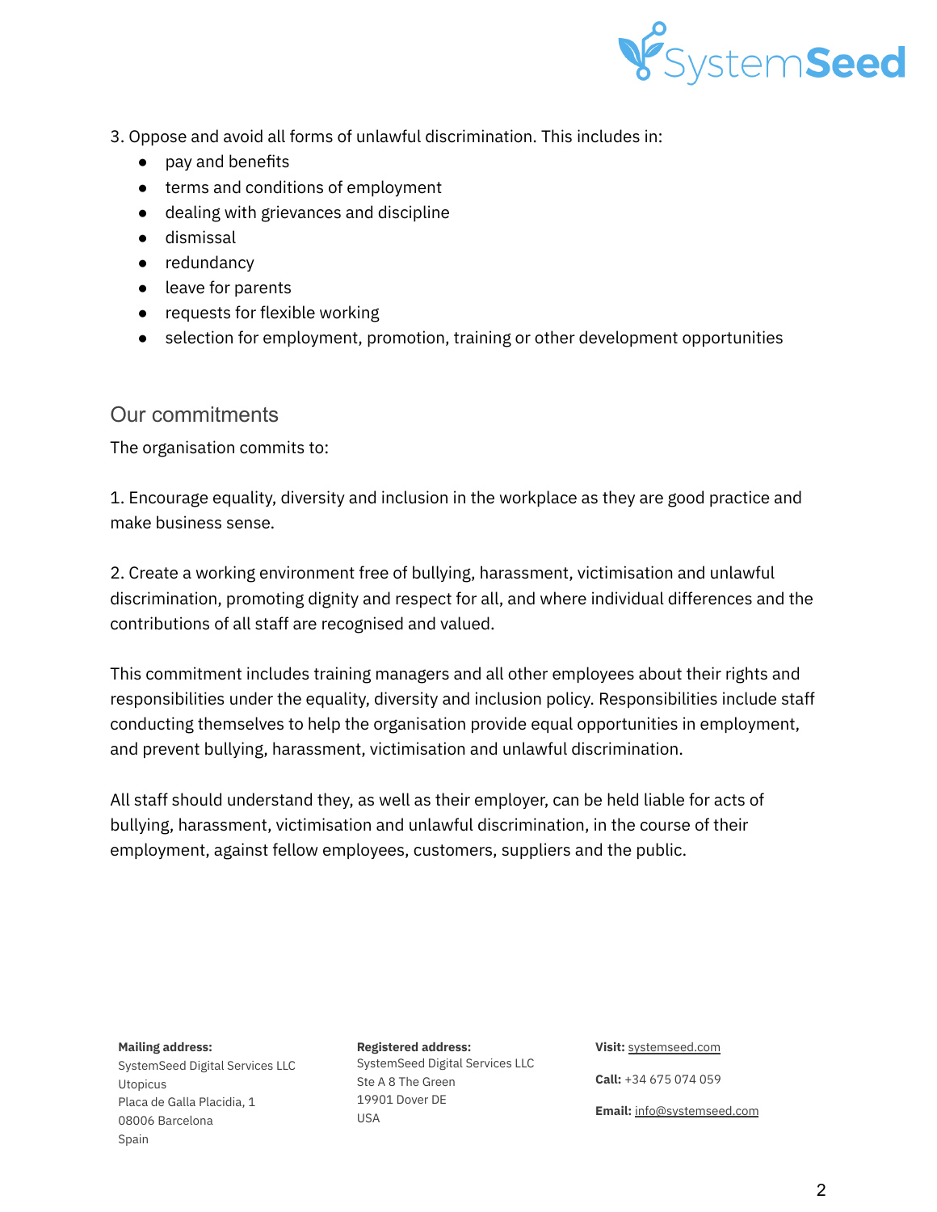3. Oppose and avoid all forms of unlawful discrimination. This includes in:

- pay and benefits
- terms and conditions of employment
- dealing with grievances and discipline
- dismissal
- redundancy
- leave for parents
- requests for flexible working
- selection for employment, promotion, training or other development opportunities

## Our commitments

The organisation commits to:

1. Encourage equality, diversity and inclusion in the workplace as they are good practice and make business sense.

2. Create a working environment free of bullying, harassment, victimisation and unlawful discrimination, promoting dignity and respect for all, and where individual differences and the contributions of all staff are recognised and valued.

This commitment includes training managers and all other employees about their rights and responsibilities under the equality, diversity and inclusion policy. Responsibilities include staff conducting themselves to help the organisation provide equal opportunities in employment, and prevent bullying, harassment, victimisation and unlawful discrimination.

All staff should understand they, as well as their employer, can be held liable for acts of bullying, harassment, victimisation and unlawful discrimination, in the course of their employment, against fellow employees, customers, suppliers and the public.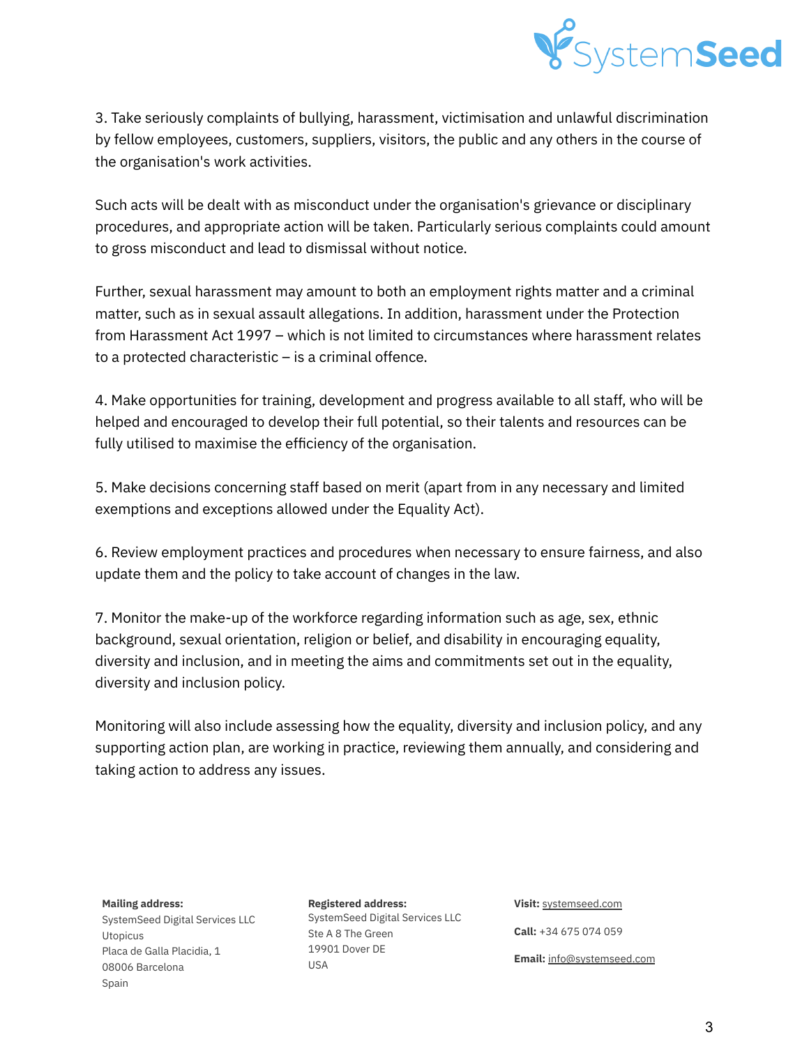3. Take seriously complaints of bullying, harassment, victimisation and unlawful discrimination by fellow employees, customers, suppliers, visitors, the public and any others in the course of the organisation's work activities.

Such acts will be dealt with as misconduct under the organisation's grievance or disciplinary procedures, and appropriate action will be taken. Particularly serious complaints could amount to gross misconduct and lead to dismissal without notice.

Further, sexual harassment may amount to both an employment rights matter and a criminal matter, such as in sexual assault allegations. In addition, harassment under the Protection from Harassment Act 1997 – which is not limited to circumstances where harassment relates to a protected characteristic – is a criminal offence.

4. Make opportunities for training, development and progress available to all staff, who will be helped and encouraged to develop their full potential, so their talents and resources can be fully utilised to maximise the efficiency of the organisation.

5. Make decisions concerning staff based on merit (apart from in any necessary and limited exemptions and exceptions allowed under the Equality Act).

6. Review employment practices and procedures when necessary to ensure fairness, and also update them and the policy to take account of changes in the law.

7. Monitor the make-up of the workforce regarding information such as age, sex, ethnic background, sexual orientation, religion or belief, and disability in encouraging equality, diversity and inclusion, and in meeting the aims and commitments set out in the equality, diversity and inclusion policy.

Monitoring will also include assessing how the equality, diversity and inclusion policy, and any supporting action plan, are working in practice, reviewing them annually, and considering and taking action to address any issues.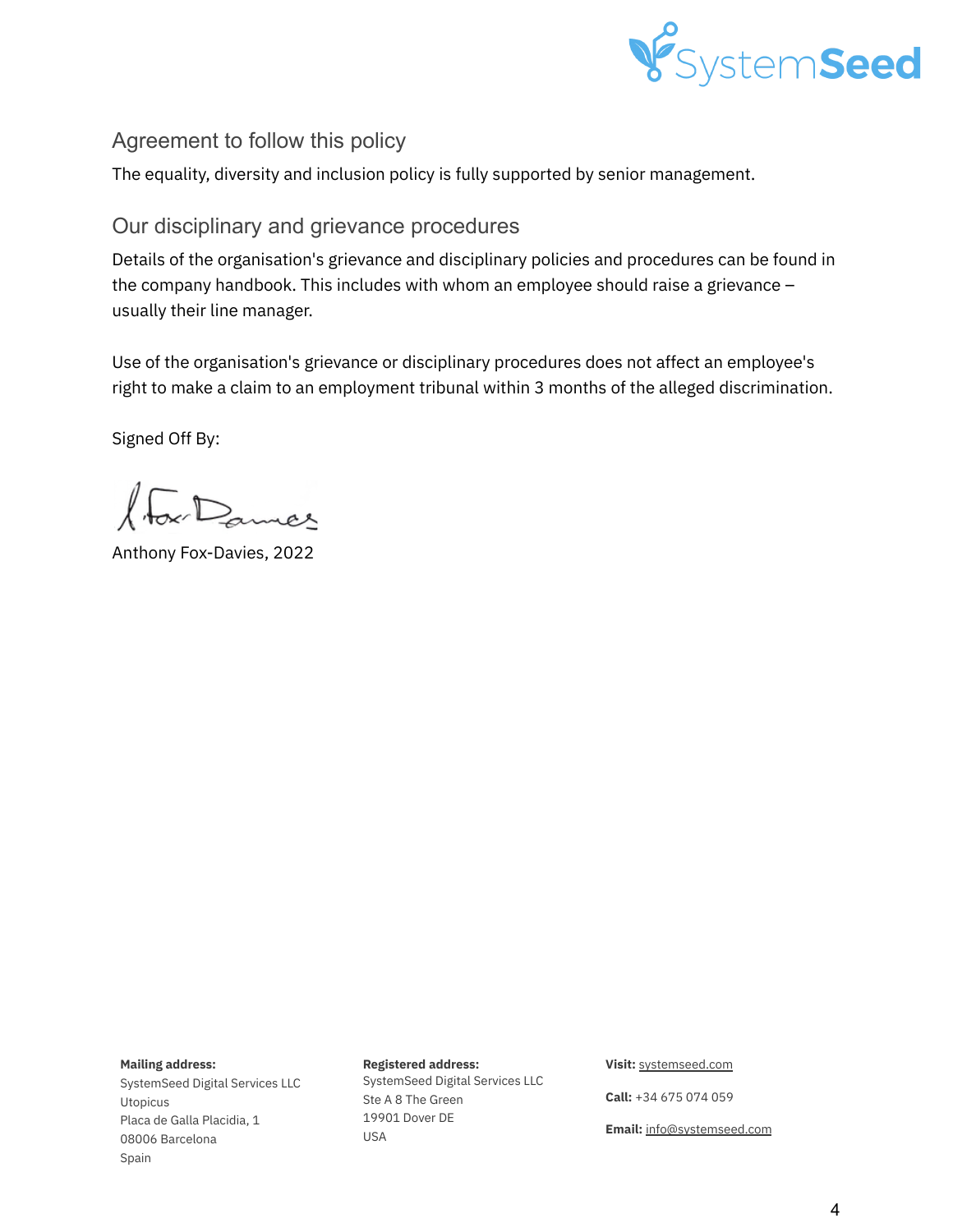## Agreement to follow this policy

The equality, diversity and inclusion policy is fully supported by senior management.

## Our disciplinary and grievance procedures

Details of the organisation's grievance and disciplinary policies and procedures can be found in the company handbook. This includes with whom an employee should raise a grievance – usually their line manager.

Use of the organisation's grievance or disciplinary procedures does not affect an employee's right to make a claim to an employment tribunal within 3 months of the alleged discrimination.

Signed Off By:

Anthony Fox-Davies, 2022